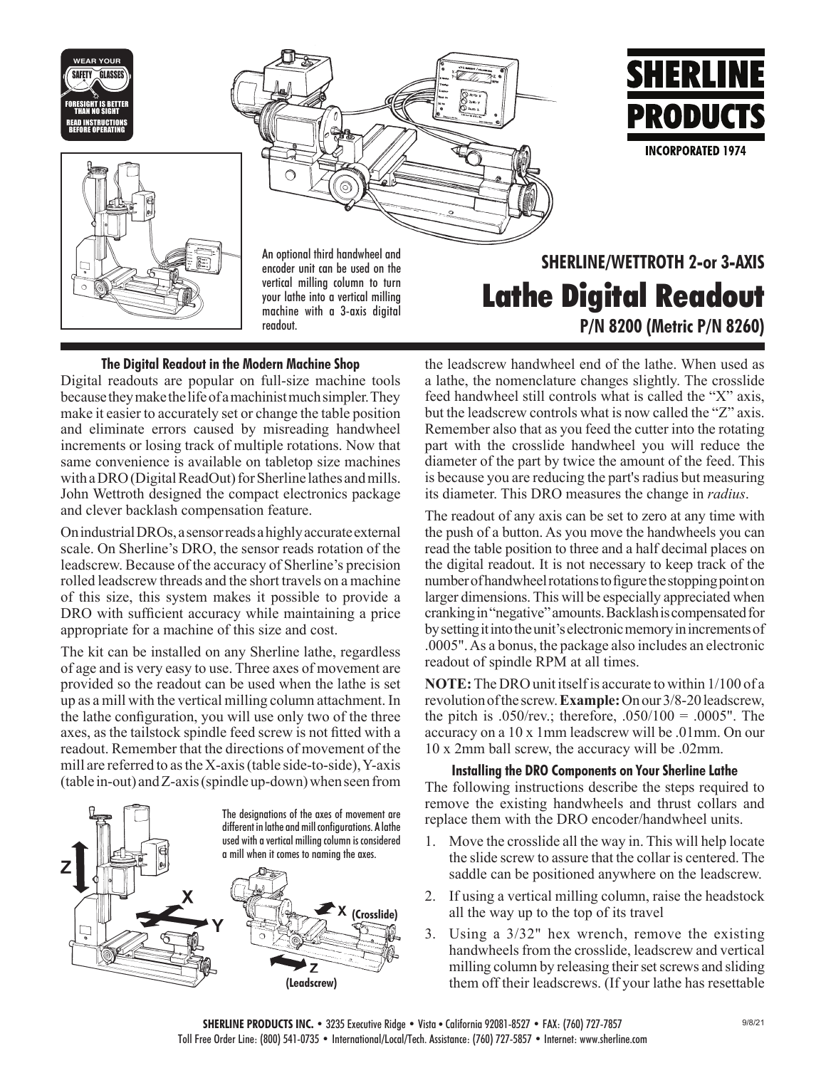WEAR YOUR SAFETY GLASSES
FORESIGHT IS BETTER THAN NO SIGHT
READ INSTRUCTIONS BEFORE OPERATING

**SHERLINE PRODUCTS**
INCORPORATED 1974

An optional third handwheel and encoder unit can be used on the vertical milling column to turn your lathe into a vertical milling machine with a 3-axis digital readout.

## SHERLINE/WETTROTH 2-or 3-AXIS
# Lathe Digital Readout
### P/N 8200 (Metric P/N 8260)

#### The Digital Readout in the Modern Machine Shop

Digital readouts are popular on full-size machine tools because they make the life of a machinist much simpler. They make it easier to accurately set or change the table position and eliminate errors caused by misreading handwheel increments or losing track of multiple rotations. Now that same convenience is available on tabletop size machines with a DRO (Digital ReadOut) for Sherline lathes and mills. John Wettroth designed the compact electronics package and clever backlash compensation feature.

On industrial DROs, a sensor reads a highly accurate external scale. On Sherline's DRO, the sensor reads rotation of the leadscrew. Because of the accuracy of Sherline's precision rolled leadscrew threads and the short travels on a machine of this size, this system makes it possible to provide a DRO with sufficient accuracy while maintaining a price appropriate for a machine of this size and cost.

The kit can be installed on any Sherline lathe, regardless of age and is very easy to use. Three axes of movement are provided so the readout can be used when the lathe is set up as a mill with the vertical milling column attachment. In the lathe configuration, you will use only two of the three axes, as the tailstock spindle feed screw is not fitted with a readout. Remember that the directions of movement of the mill are referred to as the X-axis (table side-to-side), Y-axis (table in-out) and Z-axis (spindle up-down) when seen from the leadscrew handwheel end of the lathe. When used as a lathe, the nomenclature changes slightly. The crosslide feed handwheel still controls what is called the "X" axis, but the leadscrew controls what is now called the "Z" axis. Remember also that as you feed the cutter into the rotating part with the crosslide handwheel you will reduce the diameter of the part by twice the amount of the feed. This is because you are reducing the part's radius but measuring its diameter. This DRO measures the change in *radius*.

The designations of the axes of movement are different in lathe and mill configurations. A lathe used with a vertical milling column is considered a mill when it comes to naming the axes.

The readout of any axis can be set to zero at any time with the push of a button. As you move the handwheels you can read the table position to three and a half decimal places on the digital readout. It is not necessary to keep track of the number of handwheel rotations to figure the stopping point on larger dimensions. This will be especially appreciated when cranking in "negative" amounts. Backlash is compensated for by setting it into the unit's electronic memory in increments of .0005". As a bonus, the package also includes an electronic readout of spindle RPM at all times.

**NOTE:** The DRO unit itself is accurate to within 1/100 of a revolution of the screw. **Example:** On our 3/8-20 leadscrew, the pitch is .050/rev.; therefore, .050/100 = .0005". The accuracy on a 10 x 1mm leadscrew will be .01mm. On our 10 x 2mm ball screw, the accuracy will be .02mm.

#### Installing the DRO Components on Your Sherline Lathe

The following instructions describe the steps required to remove the existing handwheels and thrust collars and replace them with the DRO encoder/handwheel units.

1. Move the crosslide all the way in. This will help locate the slide screw to assure that the collar is centered. The saddle can be positioned anywhere on the leadscrew.
2. If using a vertical milling column, raise the headstock all the way up to the top of its travel
3. Using a 3/32" hex wrench, remove the existing handwheels from the crosslide, leadscrew and vertical milling column by releasing their set screws and sliding them off their leadscrews. (If your lathe has resettable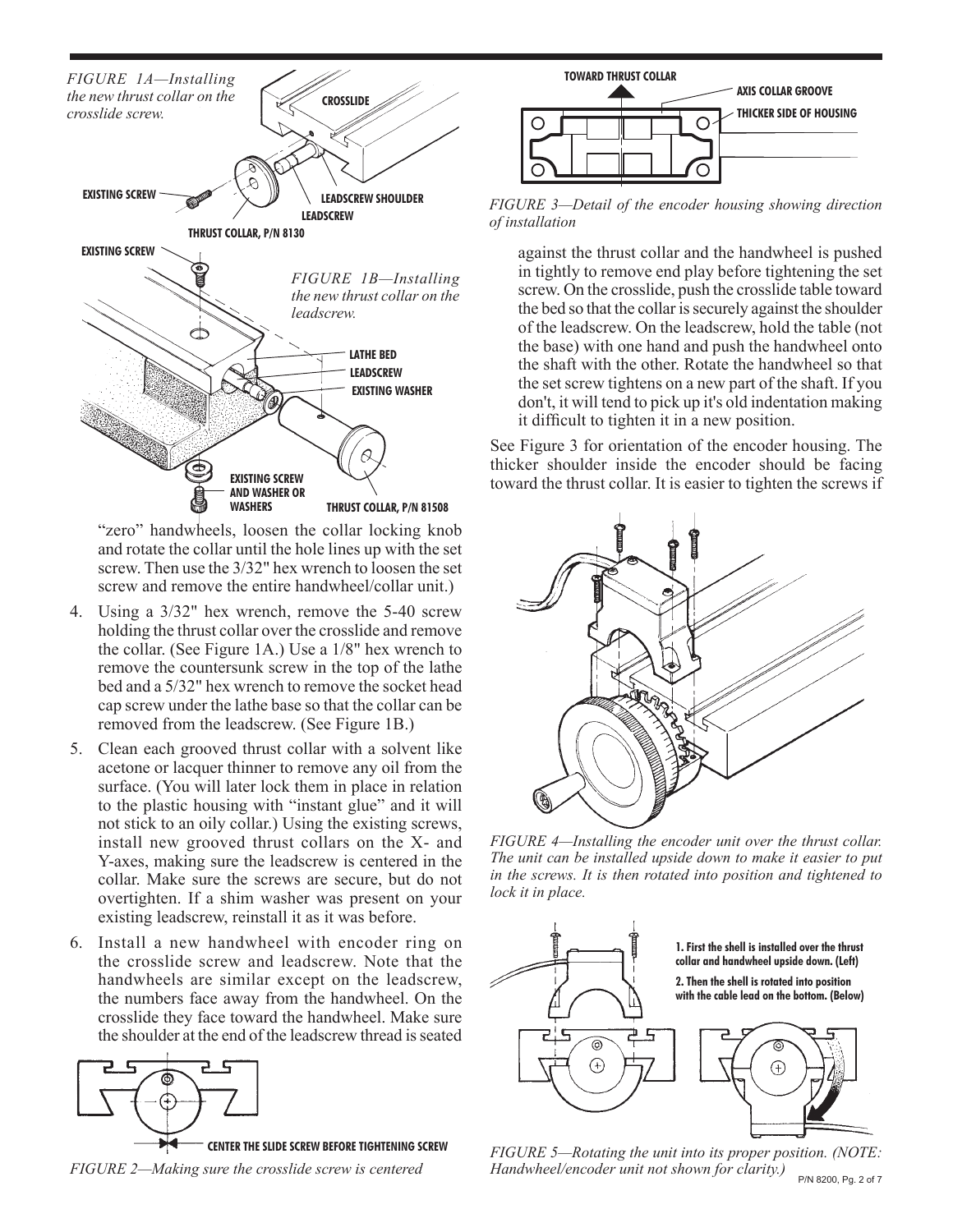*FIGURE 1A—Installing the new thrust collar on the crosslide screw.*

CROSSLIDE

EXISTING SCREW

LEADSCREW SHOULDER

LEADSCREW

THRUST COLLAR, P/N 8130

EXISTING SCREW

*FIGURE 1B—Installing the new thrust collar on the leadscrew.*

LATHE BED

LEADSCREW

EXISTING WASHER

EXISTING SCREW AND WASHER OR WASHERS

THRUST COLLAR, P/N 81508

"zero" handwheels, loosen the collar locking knob and rotate the collar until the hole lines up with the set screw. Then use the 3/32" hex wrench to loosen the set screw and remove the entire handwheel/collar unit.)

4. Using a 3/32" hex wrench, remove the 5-40 screw holding the thrust collar over the crosslide and remove the collar. (See Figure 1A.) Use a 1/8" hex wrench to remove the countersunk screw in the top of the lathe bed and a 5/32" hex wrench to remove the socket head cap screw under the lathe base so that the collar can be removed from the leadscrew. (See Figure 1B.)
5. Clean each grooved thrust collar with a solvent like acetone or lacquer thinner to remove any oil from the surface. (You will later lock them in place in relation to the plastic housing with "instant glue" and it will not stick to an oily collar.) Using the existing screws, install new grooved thrust collars on the X- and Y-axes, making sure the leadscrew is centered in the collar. Make sure the screws are secure, but do not overtighten. If a shim washer was present on your existing leadscrew, reinstall it as it was before.
6. Install a new handwheel with encoder ring on the crosslide screw and leadscrew. Note that the handwheels are similar except on the leadscrew, the numbers face away from the handwheel. On the crosslide they face toward the handwheel. Make sure the shoulder at the end of the leadscrew thread is seated against the thrust collar and the handwheel is pushed in tightly to remove end play before tightening the set screw. On the crosslide, push the crosslide table toward the bed so that the collar is securely against the shoulder of the leadscrew. On the leadscrew, hold the table (not the base) with one hand and push the handwheel onto the shaft with the other. Rotate the handwheel so that the set screw tightens on a new part of the shaft. If you don't, it will tend to pick up it's old indentation making it difficult to tighten it in a new position.

CENTER THE SLIDE SCREW BEFORE TIGHTENING SCREW

*FIGURE 2—Making sure the crosslide screw is centered*

TOWARD THRUST COLLAR

AXIS COLLAR GROOVE

THICKER SIDE OF HOUSING

*FIGURE 3—Detail of the encoder housing showing direction of installation*

See Figure 3 for orientation of the encoder housing. The thicker shoulder inside the encoder should be facing toward the thrust collar. It is easier to tighten the screws if

*FIGURE 4—Installing the encoder unit over the thrust collar. The unit can be installed upside down to make it easier to put in the screws. It is then rotated into position and tightened to lock it in place.*

**1. First the shell is installed over the thrust collar and handwheel upside down. (Left)**

**2. Then the shell is rotated into position with the cable lead on the bottom. (Below)**

*FIGURE 5—Rotating the unit into its proper position. (NOTE: Handwheel/encoder unit not shown for clarity.)*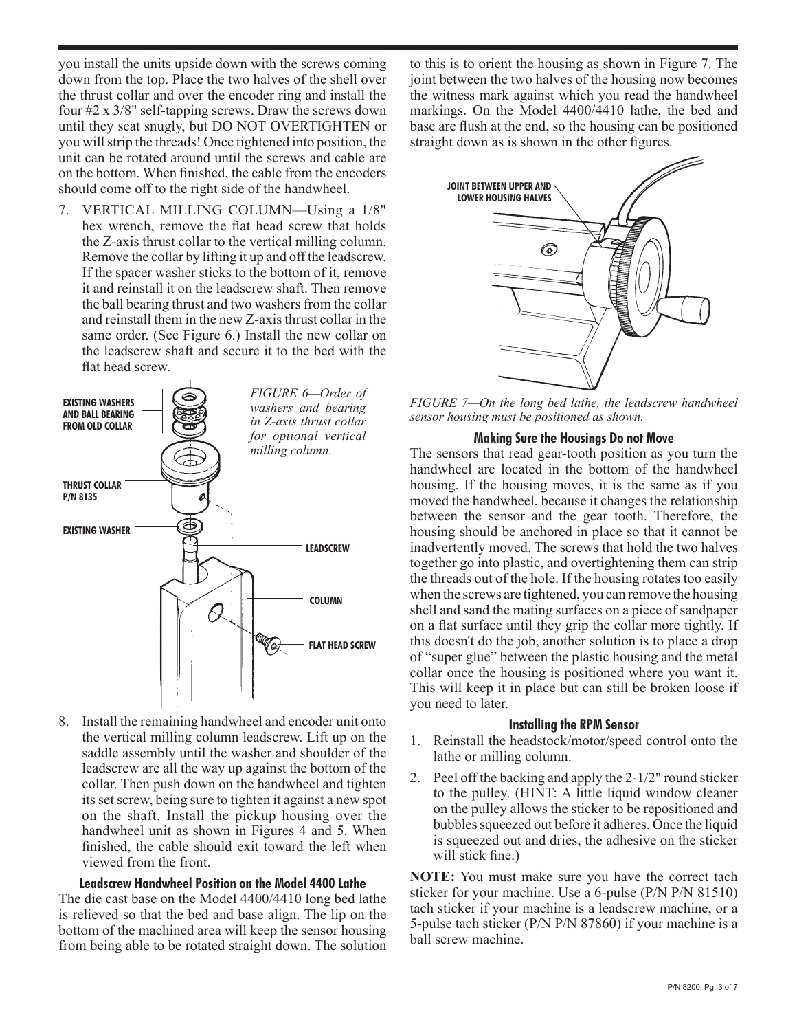you install the units upside down with the screws coming down from the top. Place the two halves of the shell over the thrust collar and over the encoder ring and install the four #2 x 3/8" self-tapping screws. Draw the screws down until they seat snugly, but DO NOT OVERTIGHTEN or you will strip the threads! Once tightened into position, the unit can be rotated around until the screws and cable are on the bottom. When finished, the cable from the encoders should come off to the right side of the handwheel.

7. VERTICAL MILLING COLUMN—Using a 1/8" hex wrench, remove the flat head screw that holds the Z-axis thrust collar to the vertical milling column. Remove the collar by lifting it up and off the leadscrew. If the spacer washer sticks to the bottom of it, remove it and reinstall it on the leadscrew shaft. Then remove the ball bearing thrust and two washers from the collar and reinstall them in the new Z-axis thrust collar in the same order. (See Figure 6.) Install the new collar on the leadscrew shaft and secure it to the bed with the flat head screw.

EXISTING WASHERS AND BALL BEARING FROM OLD COLLAR

THRUST COLLAR P/N 8135

EXISTING WASHER

LEADSCREW

COLUMN

FLAT HEAD SCREW

*FIGURE 6—Order of washers and bearing in Z-axis thrust collar for optional vertical milling column.*

8. Install the remaining handwheel and encoder unit onto the vertical milling column leadscrew. Lift up on the saddle assembly until the washer and shoulder of the leadscrew are all the way up against the bottom of the collar. Then push down on the handwheel and tighten its set screw, being sure to tighten it against a new spot on the shaft. Install the pickup housing over the handwheel unit as shown in Figures 4 and 5. When finished, the cable should exit toward the left when viewed from the front.

### Leadscrew Handwheel Position on the Model 4400 Lathe

The die cast base on the Model 4400/4410 long bed lathe is relieved so that the bed and base align. The lip on the bottom of the machined area will keep the sensor housing from being able to be rotated straight down. The solution to this is to orient the housing as shown in Figure 7. The joint between the two halves of the housing now becomes the witness mark against which you read the handwheel markings. On the Model 4400/4410 lathe, the bed and base are flush at the end, so the housing can be positioned straight down as is shown in the other figures.

JOINT BETWEEN UPPER AND LOWER HOUSING HALVES

*FIGURE 7—On the long bed lathe, the leadscrew handwheel sensor housing must be positioned as shown.*

### Making Sure the Housings Do not Move

The sensors that read gear-tooth position as you turn the handwheel are located in the bottom of the handwheel housing. If the housing moves, it is the same as if you moved the handwheel, because it changes the relationship between the sensor and the gear tooth. Therefore, the housing should be anchored in place so that it cannot be inadvertently moved. The screws that hold the two halves together go into plastic, and overtightening them can strip the threads out of the hole. If the housing rotates too easily when the screws are tightened, you can remove the housing shell and sand the mating surfaces on a piece of sandpaper on a flat surface until they grip the collar more tightly. If this doesn't do the job, another solution is to place a drop of “super glue” between the plastic housing and the metal collar once the housing is positioned where you want it. This will keep it in place but can still be broken loose if you need to later.

### Installing the RPM Sensor

1. Reinstall the headstock/motor/speed control onto the lathe or milling column.
2. Peel off the backing and apply the 2-1/2" round sticker to the pulley. (HINT: A little liquid window cleaner on the pulley allows the sticker to be repositioned and bubbles squeezed out before it adheres. Once the liquid is squeezed out and dries, the adhesive on the sticker will stick fine.)

**NOTE:** You must make sure you have the correct tach sticker for your machine. Use a 6-pulse (P/N P/N 81510) tach sticker if your machine is a leadscrew machine, or a 5-pulse tach sticker (P/N P/N 87860) if your machine is a ball screw machine.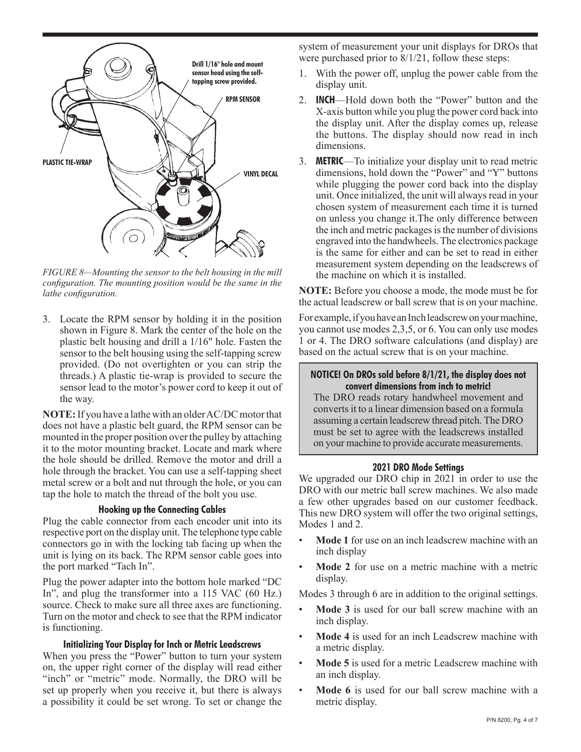FIGURE 8—Mounting the sensor to the belt housing in the mill configuration. The mounting position would be the same in the lathe configuration.

3. Locate the RPM sensor by holding it in the position shown in Figure 8. Mark the center of the hole on the plastic belt housing and drill a 1/16" hole. Fasten the sensor to the belt housing using the self-tapping screw provided. (Do not overtighten or you can strip the threads.) A plastic tie-wrap is provided to secure the sensor lead to the motor's power cord to keep it out of the way.

**NOTE:** If you have a lathe with an older AC/DC motor that does not have a plastic belt guard, the RPM sensor can be mounted in the proper position over the pulley by attaching it to the motor mounting bracket. Locate and mark where the hole should be drilled. Remove the motor and drill a hole through the bracket. You can use a self-tapping sheet metal screw or a bolt and nut through the hole, or you can tap the hole to match the thread of the bolt you use.

### Hooking up the Connecting Cables

Plug the cable connector from each encoder unit into its respective port on the display unit. The telephone type cable connectors go in with the locking tab facing up when the unit is lying on its back. The RPM sensor cable goes into the port marked "Tach In".

Plug the power adapter into the bottom hole marked "DC In", and plug the transformer into a 115 VAC (60 Hz.) source. Check to make sure all three axes are functioning. Turn on the motor and check to see that the RPM indicator is functioning.

### Initializing Your Display for Inch or Metric Leadscrews

When you press the "Power" button to turn your system on, the upper right corner of the display will read either "inch" or "metric" mode. Normally, the DRO will be set up properly when you receive it, but there is always a possibility it could be set wrong. To set or change the system of measurement your unit displays for DROs that were purchased prior to 8/1/21, follow these steps:

1. With the power off, unplug the power cable from the display unit.
2. **INCH**—Hold down both the "Power" button and the X-axis button while you plug the power cord back into the display unit. After the display comes up, release the buttons. The display should now read in inch dimensions.
3. **METRIC**—To initialize your display unit to read metric dimensions, hold down the "Power" and "Y" buttons while plugging the power cord back into the display unit. Once initialized, the unit will always read in your chosen system of measurement each time it is turned on unless you change it.The only difference between the inch and metric packages is the number of divisions engraved into the handwheels. The electronics package is the same for either and can be set to read in either measurement system depending on the leadscrews of the machine on which it is installed.

**NOTE:** Before you choose a mode, the mode must be for the actual leadscrew or ball screw that is on your machine.

For example, if you have an Inch leadscrew on your machine, you cannot use modes 2,3,5, or 6. You can only use modes 1 or 4. The DRO software calculations (and display) are based on the actual screw that is on your machine.

> **NOTICE! On DROs sold before 8/1/21, the display does not convert dimensions from inch to metric!**
> The DRO reads rotary handwheel movement and converts it to a linear dimension based on a formula assuming a certain leadscrew thread pitch. The DRO must be set to agree with the leadscrews installed on your machine to provide accurate measurements.

### 2021 DRO Mode Settings

We upgraded our DRO chip in 2021 in order to use the DRO with our metric ball screw machines. We also made a few other upgrades based on our customer feedback. This new DRO system will offer the two original settings, Modes 1 and 2.

- **Mode 1** for use on an inch leadscrew machine with an inch display
- **Mode 2** for use on a metric machine with a metric display.

Modes 3 through 6 are in addition to the original settings.

- **Mode 3** is used for our ball screw machine with an inch display.
- **Mode 4** is used for an inch Leadscrew machine with a metric display.
- **Mode 5** is used for a metric Leadscrew machine with an inch display.
- **Mode 6** is used for our ball screw machine with a metric display.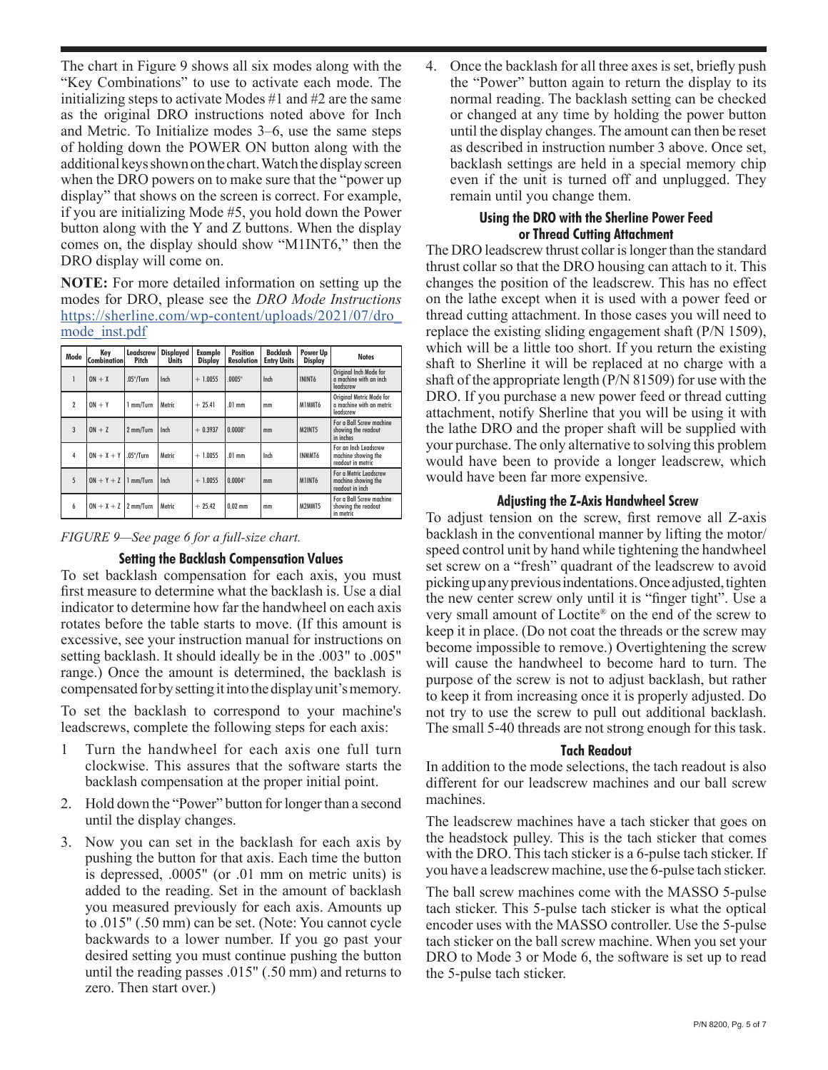The chart in Figure 9 shows all six modes along with the "Key Combinations" to use to activate each mode. The initializing steps to activate Modes #1 and #2 are the same as the original DRO instructions noted above for Inch and Metric. To Initialize modes 3–6, use the same steps of holding down the POWER ON button along with the additional keys shown on the chart. Watch the display screen when the DRO powers on to make sure that the "power up display" that shows on the screen is correct. For example, if you are initializing Mode #5, you hold down the Power button along with the Y and Z buttons. When the display comes on, the display should show "M1INT6," then the DRO display will come on.

**NOTE:** For more detailed information on setting up the modes for DRO, please see the *DRO Mode Instructions* https://sherline.com/wp-content/uploads/2021/07/dro_mode_inst.pdf

| Mode | Key Combination | Leadscrew Pitch | Displayed Units | Example Display | Position Resolution | Backlash Entry Units | Power Up Display | Notes |
|---|---|---|---|---|---|---|---|---|
| 1 | ON + X | .05"/Turn | Inch | + 1.0055 | .0005" | Inch | ININT6 | Original Inch Mode for a machine with an inch leadscrew |
| 2 | ON + Y | 1 mm/Turn | Metric | + 25.41 | .01 mm | mm | M1MMT6 | Original Metric Mode for a machine with an metric leadscrew |
| 3 | ON + Z | 2 mm/Turn | Inch | + 0.3937 | 0.0008" | mm | M2INT5 | For a Ball Screw machine showing the readout in inches |
| 4 | ON + X + Y | .05"/Turn | Metric | + 1.0055 | .01 mm | Inch | INMMT6 | For an Inch Leadscrew machine showing the readout in metric |
| 5 | ON + Y + Z | 1 mm/Turn | Inch | + 1.0055 | 0.0004" | mm | M1INT6 | For a Metric Leadscrew machine showing the readout in inch |
| 6 | ON + X + Z | 2 mm/Turn | Metric | + 25.42 | 0.02 mm | mm | M2MMT5 | For a Ball Screw machine showing the readout in metric |

*FIGURE 9—See page 6 for a full-size chart.*

### Setting the Backlash Compensation Values

To set backlash compensation for each axis, you must first measure to determine what the backlash is. Use a dial indicator to determine how far the handwheel on each axis rotates before the table starts to move. (If this amount is excessive, see your instruction manual for instructions on setting backlash. It should ideally be in the .003" to .005" range.) Once the amount is determined, the backlash is compensated for by setting it into the display unit's memory.

To set the backlash to correspond to your machine's leadscrews, complete the following steps for each axis:

1. Turn the handwheel for each axis one full turn clockwise. This assures that the software starts the backlash compensation at the proper initial point.
2. Hold down the "Power" button for longer than a second until the display changes.
3. Now you can set in the backlash for each axis by pushing the button for that axis. Each time the button is depressed, .0005" (or .01 mm on metric units) is added to the reading. Set in the amount of backlash you measured previously for each axis. Amounts up to .015" (.50 mm) can be set. (Note: You cannot cycle backwards to a lower number. If you go past your desired setting you must continue pushing the button until the reading passes .015" (.50 mm) and returns to zero. Then start over.)
4. Once the backlash for all three axes is set, briefly push the "Power" button again to return the display to its normal reading. The backlash setting can be checked or changed at any time by holding the power button until the display changes. The amount can then be reset as described in instruction number 3 above. Once set, backlash settings are held in a special memory chip even if the unit is turned off and unplugged. They remain until you change them.

### Using the DRO with the Sherline Power Feed or Thread Cutting Attachment

The DRO leadscrew thrust collar is longer than the standard thrust collar so that the DRO housing can attach to it. This changes the position of the leadscrew. This has no effect on the lathe except when it is used with a power feed or thread cutting attachment. In those cases you will need to replace the existing sliding engagement shaft (P/N 1509), which will be a little too short. If you return the existing shaft to Sherline it will be replaced at no charge with a shaft of the appropriate length (P/N 81509) for use with the DRO. If you purchase a new power feed or thread cutting attachment, notify Sherline that you will be using it with the lathe DRO and the proper shaft will be supplied with your purchase. The only alternative to solving this problem would have been to provide a longer leadscrew, which would have been far more expensive.

### Adjusting the Z-Axis Handwheel Screw

To adjust tension on the screw, first remove all Z-axis backlash in the conventional manner by lifting the motor/speed control unit by hand while tightening the handwheel set screw on a "fresh" quadrant of the leadscrew to avoid picking up any previous indentations. Once adjusted, tighten the new center screw only until it is "finger tight". Use a very small amount of Loctite® on the end of the screw to keep it in place. (Do not coat the threads or the screw may become impossible to remove.) Overtightening the screw will cause the handwheel to become hard to turn. The purpose of the screw is not to adjust backlash, but rather to keep it from increasing once it is properly adjusted. Do not try to use the screw to pull out additional backlash. The small 5-40 threads are not strong enough for this task.

### Tach Readout

In addition to the mode selections, the tach readout is also different for our leadscrew machines and our ball screw machines.

The leadscrew machines have a tach sticker that goes on the headstock pulley. This is the tach sticker that comes with the DRO. This tach sticker is a 6-pulse tach sticker. If you have a leadscrew machine, use the 6-pulse tach sticker.

The ball screw machines come with the MASSO 5-pulse tach sticker. This 5-pulse tach sticker is what the optical encoder uses with the MASSO controller. Use the 5-pulse tach sticker on the ball screw machine. When you set your DRO to Mode 3 or Mode 6, the software is set up to read the 5-pulse tach sticker.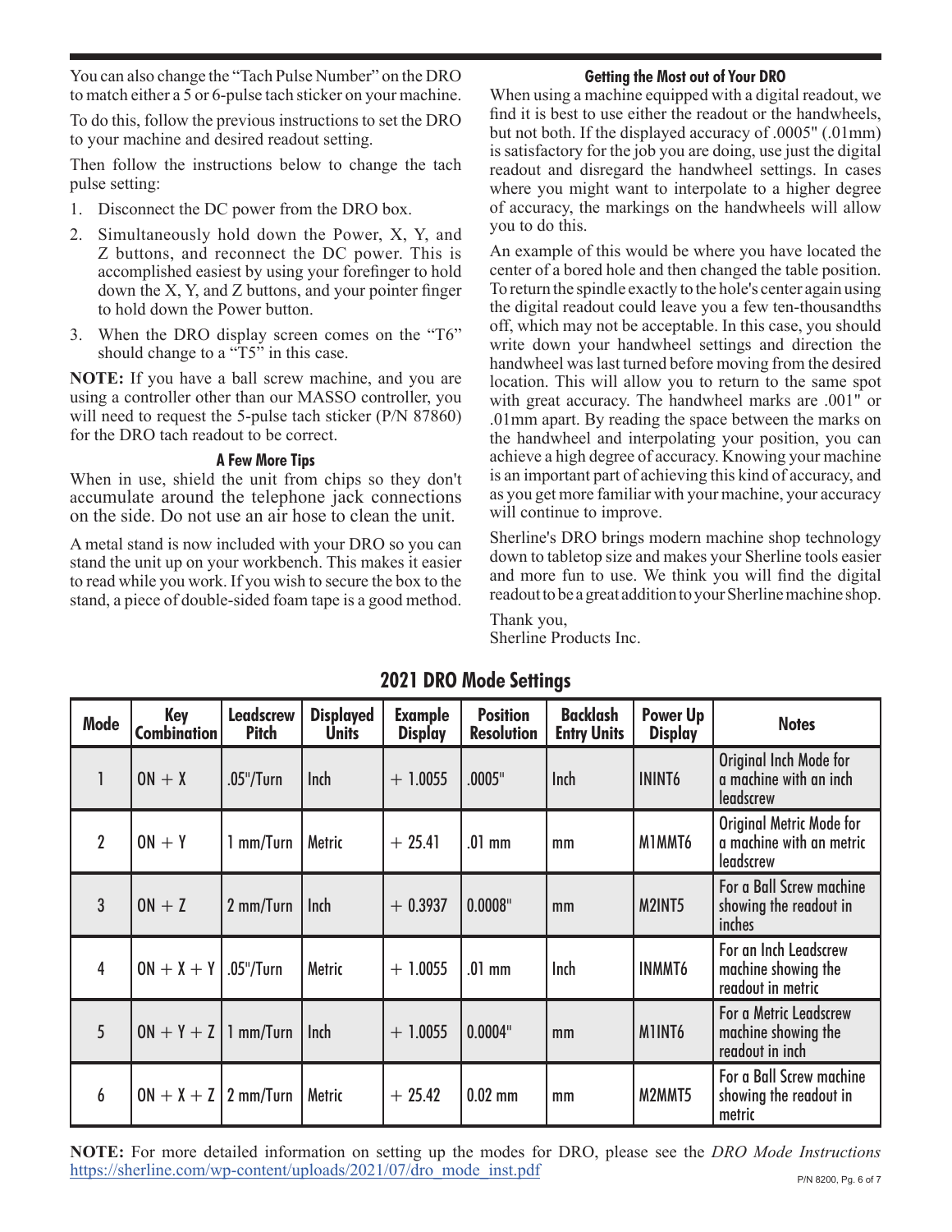You can also change the "Tach Pulse Number" on the DRO to match either a 5 or 6-pulse tach sticker on your machine.

To do this, follow the previous instructions to set the DRO to your machine and desired readout setting.

Then follow the instructions below to change the tach pulse setting:

1. Disconnect the DC power from the DRO box.
2. Simultaneously hold down the Power, X, Y, and Z buttons, and reconnect the DC power. This is accomplished easiest by using your forefinger to hold down the X, Y, and Z buttons, and your pointer finger to hold down the Power button.
3. When the DRO display screen comes on the "T6" should change to a "T5" in this case.

**NOTE:** If you have a ball screw machine, and you are using a controller other than our MASSO controller, you will need to request the 5-pulse tach sticker (P/N 87860) for the DRO tach readout to be correct.

### A Few More Tips

When in use, shield the unit from chips so they don't accumulate around the telephone jack connections on the side. Do not use an air hose to clean the unit.

A metal stand is now included with your DRO so you can stand the unit up on your workbench. This makes it easier to read while you work. If you wish to secure the box to the stand, a piece of double-sided foam tape is a good method.

### Getting the Most out of Your DRO

When using a machine equipped with a digital readout, we find it is best to use either the readout or the handwheels, but not both. If the displayed accuracy of .0005" (.01mm) is satisfactory for the job you are doing, use just the digital readout and disregard the handwheel settings. In cases where you might want to interpolate to a higher degree of accuracy, the markings on the handwheels will allow you to do this.

An example of this would be where you have located the center of a bored hole and then changed the table position. To return the spindle exactly to the hole's center again using the digital readout could leave you a few ten-thousandths off, which may not be acceptable. In this case, you should write down your handwheel settings and direction the handwheel was last turned before moving from the desired location. This will allow you to return to the same spot with great accuracy. The handwheel marks are .001" or .01mm apart. By reading the space between the marks on the handwheel and interpolating your position, you can achieve a high degree of accuracy. Knowing your machine is an important part of achieving this kind of accuracy, and as you get more familiar with your machine, your accuracy will continue to improve.

Sherline's DRO brings modern machine shop technology down to tabletop size and makes your Sherline tools easier and more fun to use. We think you will find the digital readout to be a great addition to your Sherline machine shop.

Thank you,
Sherline Products Inc.

## 2021 DRO Mode Settings

| Mode | Key Combination | Leadscrew Pitch | Displayed Units | Example Display | Position Resolution | Backlash Entry Units | Power Up Display | Notes |
|---|---|---|---|---|---|---|---|---|
| 1 | ON + X | .05"/Turn | Inch | + 1.0055 | .0005" | Inch | ININT6 | Original Inch Mode for a machine with an inch leadscrew |
| 2 | ON + Y | 1 mm/Turn | Metric | + 25.41 | .01 mm | mm | M1MMT6 | Original Metric Mode for a machine with an metric leadscrew |
| 3 | ON + Z | 2 mm/Turn | Inch | + 0.3937 | 0.0008" | mm | M2INT5 | For a Ball Screw machine showing the readout in inches |
| 4 | ON + X + Y | .05"/Turn | Metric | + 1.0055 | .01 mm | Inch | INMMT6 | For an Inch Leadscrew machine showing the readout in metric |
| 5 | ON + Y + Z | 1 mm/Turn | Inch | + 1.0055 | 0.0004" | mm | M1INT6 | For a Metric Leadscrew machine showing the readout in inch |
| 6 | ON + X + Z | 2 mm/Turn | Metric | + 25.42 | 0.02 mm | mm | M2MMT5 | For a Ball Screw machine showing the readout in metric |

**NOTE:** For more detailed information on setting up the modes for DRO, please see the *DRO Mode Instructions* https://sherline.com/wp-content/uploads/2021/07/dro_mode_inst.pdf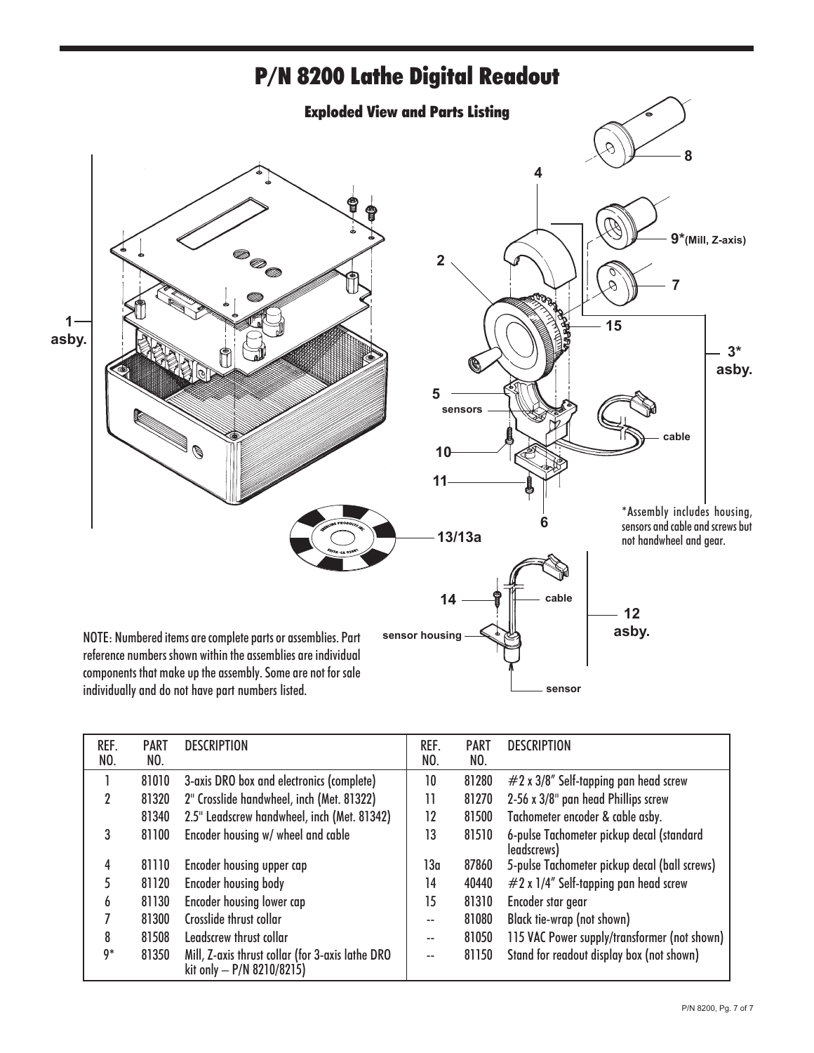# P/N 8200 Lathe Digital Readout

## Exploded View and Parts Listing

*Assembly includes housing, sensors and cable and screws but not handwheel and gear.

NOTE: Numbered items are complete parts or assemblies. Part reference numbers shown within the assemblies are individual components that make up the assembly. Some are not for sale individually and do not have part numbers listed.

| REF. NO. | PART NO. | DESCRIPTION | REF. NO. | PART NO. | DESCRIPTION |
|---|---|---|---|---|---|
| 1 | 81010 | 3-axis DRO box and electronics (complete) | 10 | 81280 | #2 x 3/8" Self-tapping pan head screw |
| 2 | 81320 | 2" Crosslide handwheel, inch (Met. 81322) | 11 | 81270 | 2-56 x 3/8" pan head Phillips screw |
| | 81340 | 2.5" Leadscrew handwheel, inch (Met. 81342) | 12 | 81500 | Tachometer encoder & cable asby. |
| 3 | 81100 | Encoder housing w/ wheel and cable | 13 | 81510 | 6-pulse Tachometer pickup decal (standard leadscrews) |
| 4 | 81110 | Encoder housing upper cap | 13a | 87860 | 5-pulse Tachometer pickup decal (ball screws) |
| 5 | 81120 | Encoder housing body | 14 | 40440 | #2 x 1/4" Self-tapping pan head screw |
| 6 | 81130 | Encoder housing lower cap | 15 | 81310 | Encoder star gear |
| 7 | 81300 | Crosslide thrust collar | -- | 81080 | Black tie-wrap (not shown) |
| 8 | 81508 | Leadscrew thrust collar | -- | 81050 | 115 VAC Power supply/transformer (not shown) |
| 9* | 81350 | Mill, Z-axis thrust collar (for 3-axis lathe DRO kit only – P/N 8210/8215) | -- | 81150 | Stand for readout display box (not shown) |